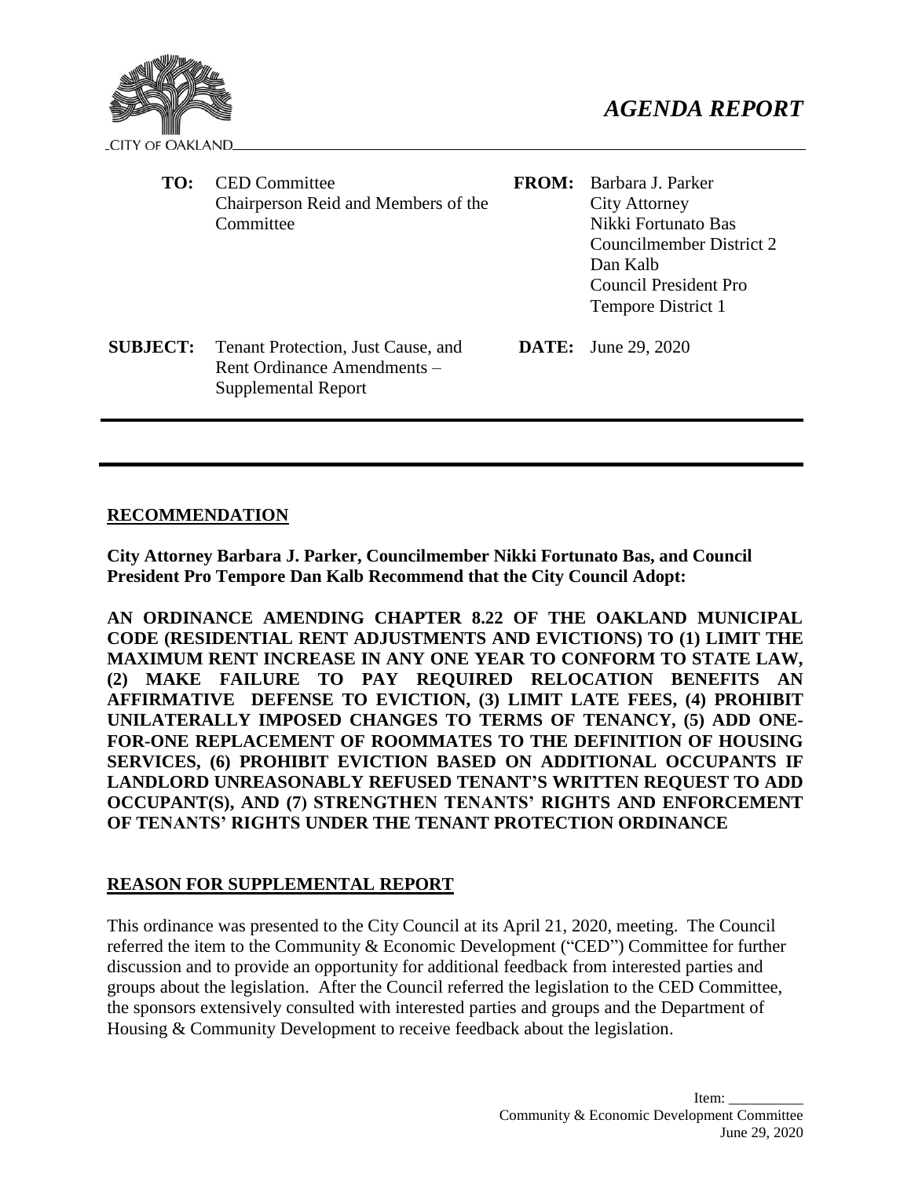CITY OF OAKLAND

# *AGENDA REPORT*

| | | | |
|---|---|---|---|
| **TO:** | CED Committee<br>Chairperson Reid and Members of the Committee | **FROM:** | Barbara J. Parker<br>City Attorney<br>Nikki Fortunato Bas<br>Councilmember District 2<br>Dan Kalb<br>Council President Pro Tempore District 1 |
| **SUBJECT:** | Tenant Protection, Just Cause, and Rent Ordinance Amendments – Supplemental Report | **DATE:** | June 29, 2020 |

## RECOMMENDATION

**City Attorney Barbara J. Parker, Councilmember Nikki Fortunato Bas, and Council President Pro Tempore Dan Kalb Recommend that the City Council Adopt:**

**AN ORDINANCE AMENDING CHAPTER 8.22 OF THE OAKLAND MUNICIPAL CODE (RESIDENTIAL RENT ADJUSTMENTS AND EVICTIONS) TO (1) LIMIT THE MAXIMUM RENT INCREASE IN ANY ONE YEAR TO CONFORM TO STATE LAW, (2) MAKE FAILURE TO PAY REQUIRED RELOCATION BENEFITS AN AFFIRMATIVE DEFENSE TO EVICTION, (3) LIMIT LATE FEES, (4) PROHIBIT UNILATERALLY IMPOSED CHANGES TO TERMS OF TENANCY, (5) ADD ONE-FOR-ONE REPLACEMENT OF ROOMMATES TO THE DEFINITION OF HOUSING SERVICES, (6) PROHIBIT EVICTION BASED ON ADDITIONAL OCCUPANTS IF LANDLORD UNREASONABLY REFUSED TENANT'S WRITTEN REQUEST TO ADD OCCUPANT(S), AND (7) STRENGTHEN TENANTS' RIGHTS AND ENFORCEMENT OF TENANTS' RIGHTS UNDER THE TENANT PROTECTION ORDINANCE**

## REASON FOR SUPPLEMENTAL REPORT

This ordinance was presented to the City Council at its April 21, 2020, meeting. The Council referred the item to the Community & Economic Development ("CED") Committee for further discussion and to provide an opportunity for additional feedback from interested parties and groups about the legislation. After the Council referred the legislation to the CED Committee, the sponsors extensively consulted with interested parties and groups and the Department of Housing & Community Development to receive feedback about the legislation.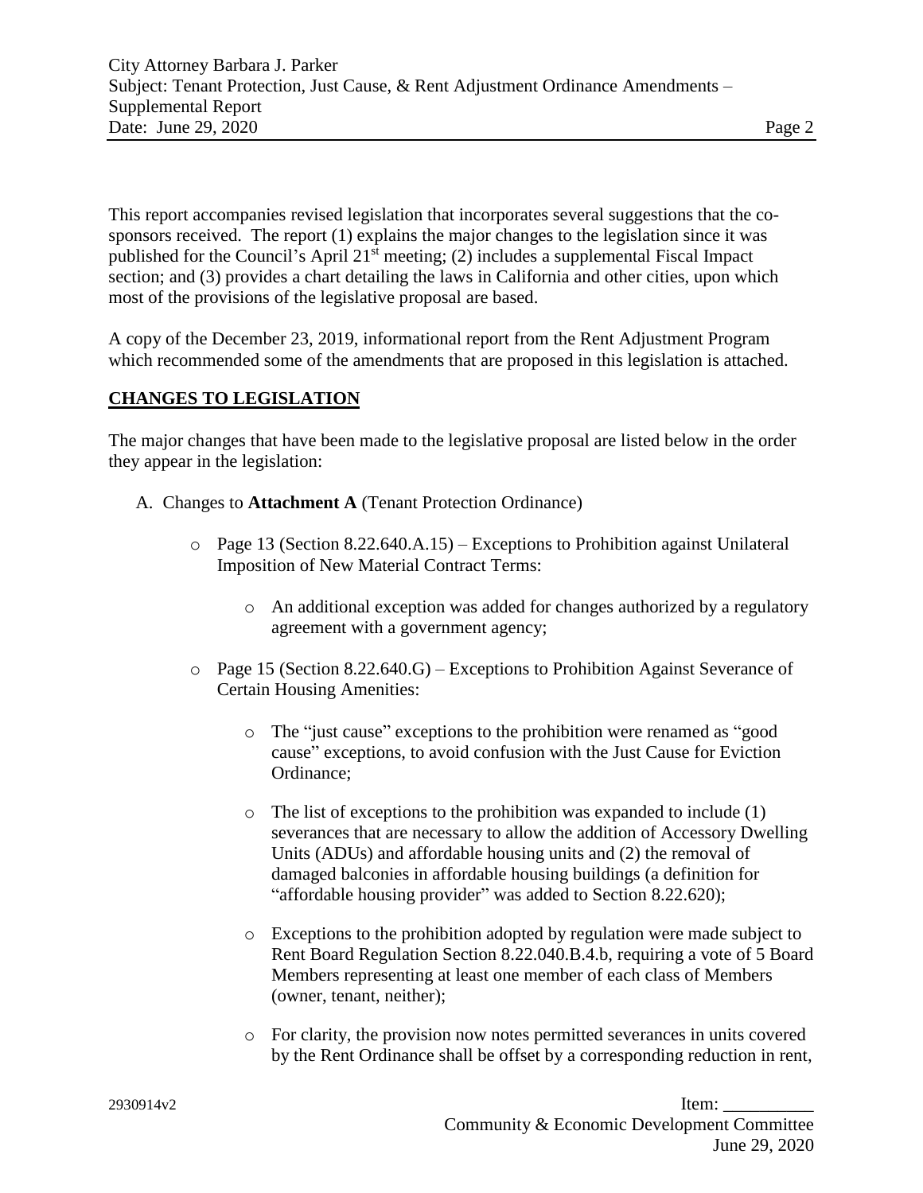This report accompanies revised legislation that incorporates several suggestions that the co-sponsors received. The report (1) explains the major changes to the legislation since it was published for the Council's April 21st meeting; (2) includes a supplemental Fiscal Impact section; and (3) provides a chart detailing the laws in California and other cities, upon which most of the provisions of the legislative proposal are based.

A copy of the December 23, 2019, informational report from the Rent Adjustment Program which recommended some of the amendments that are proposed in this legislation is attached.

## CHANGES TO LEGISLATION

The major changes that have been made to the legislative proposal are listed below in the order they appear in the legislation:

A. Changes to **Attachment A** (Tenant Protection Ordinance)

- Page 13 (Section 8.22.640.A.15) – Exceptions to Prohibition against Unilateral Imposition of New Material Contract Terms:
  - An additional exception was added for changes authorized by a regulatory agreement with a government agency;
- Page 15 (Section 8.22.640.G) – Exceptions to Prohibition Against Severance of Certain Housing Amenities:
  - The "just cause" exceptions to the prohibition were renamed as "good cause" exceptions, to avoid confusion with the Just Cause for Eviction Ordinance;
  - The list of exceptions to the prohibition was expanded to include (1) severances that are necessary to allow the addition of Accessory Dwelling Units (ADUs) and affordable housing units and (2) the removal of damaged balconies in affordable housing buildings (a definition for "affordable housing provider" was added to Section 8.22.620);
  - Exceptions to the prohibition adopted by regulation were made subject to Rent Board Regulation Section 8.22.040.B.4.b, requiring a vote of 5 Board Members representing at least one member of each class of Members (owner, tenant, neither);
  - For clarity, the provision now notes permitted severances in units covered by the Rent Ordinance shall be offset by a corresponding reduction in rent,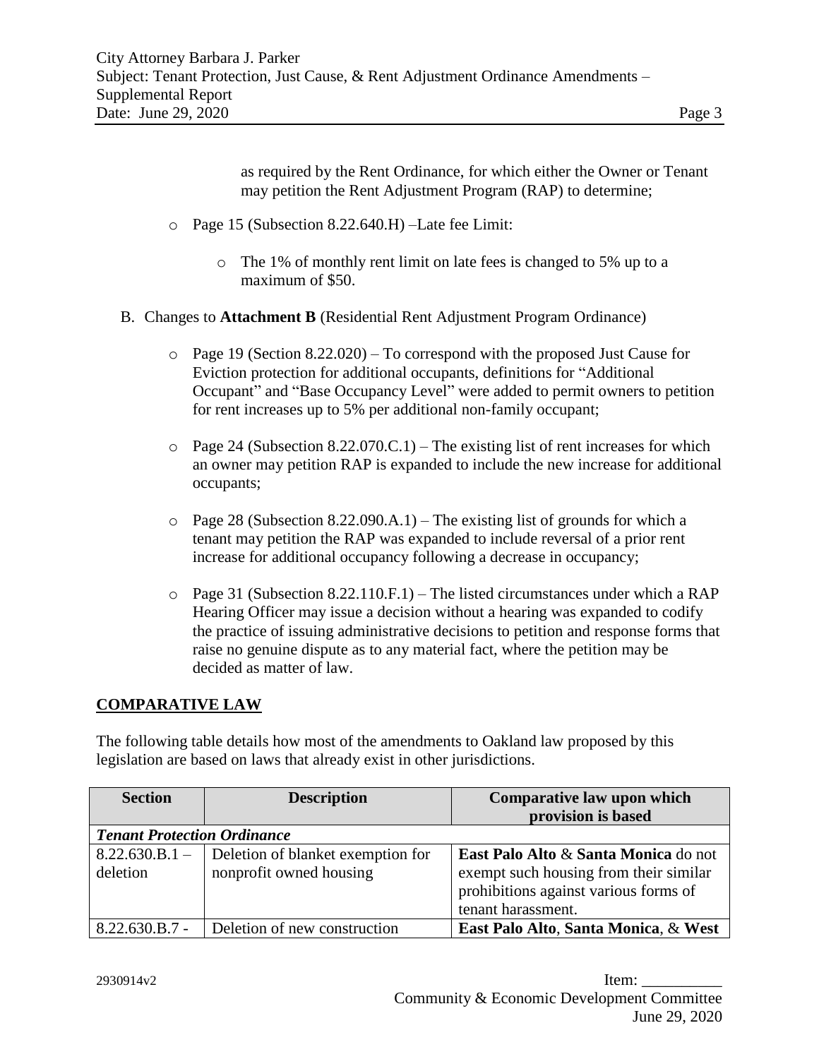as required by the Rent Ordinance, for which either the Owner or Tenant may petition the Rent Adjustment Program (RAP) to determine;

- Page 15 (Subsection 8.22.640.H) –Late fee Limit:
  - The 1% of monthly rent limit on late fees is changed to 5% up to a maximum of $50.

B. Changes to **Attachment B** (Residential Rent Adjustment Program Ordinance)

- Page 19 (Section 8.22.020) – To correspond with the proposed Just Cause for Eviction protection for additional occupants, definitions for "Additional Occupant" and "Base Occupancy Level" were added to permit owners to petition for rent increases up to 5% per additional non-family occupant;
- Page 24 (Subsection 8.22.070.C.1) – The existing list of rent increases for which an owner may petition RAP is expanded to include the new increase for additional occupants;
- Page 28 (Subsection 8.22.090.A.1) – The existing list of grounds for which a tenant may petition the RAP was expanded to include reversal of a prior rent increase for additional occupancy following a decrease in occupancy;
- Page 31 (Subsection 8.22.110.F.1) – The listed circumstances under which a RAP Hearing Officer may issue a decision without a hearing was expanded to codify the practice of issuing administrative decisions to petition and response forms that raise no genuine dispute as to any material fact, where the petition may be decided as matter of law.

## COMPARATIVE LAW

The following table details how most of the amendments to Oakland law proposed by this legislation are based on laws that already exist in other jurisdictions.

| Section | Description | Comparative law upon which provision is based |
|---|---|---|
| ***Tenant Protection Ordinance*** | | |
| 8.22.630.B.1 – deletion | Deletion of blanket exemption for nonprofit owned housing | **East Palo Alto** & **Santa Monica** do not exempt such housing from their similar prohibitions against various forms of tenant harassment. |
| 8.22.630.B.7 - | Deletion of new construction | **East Palo Alto**, **Santa Monica**, & **West** |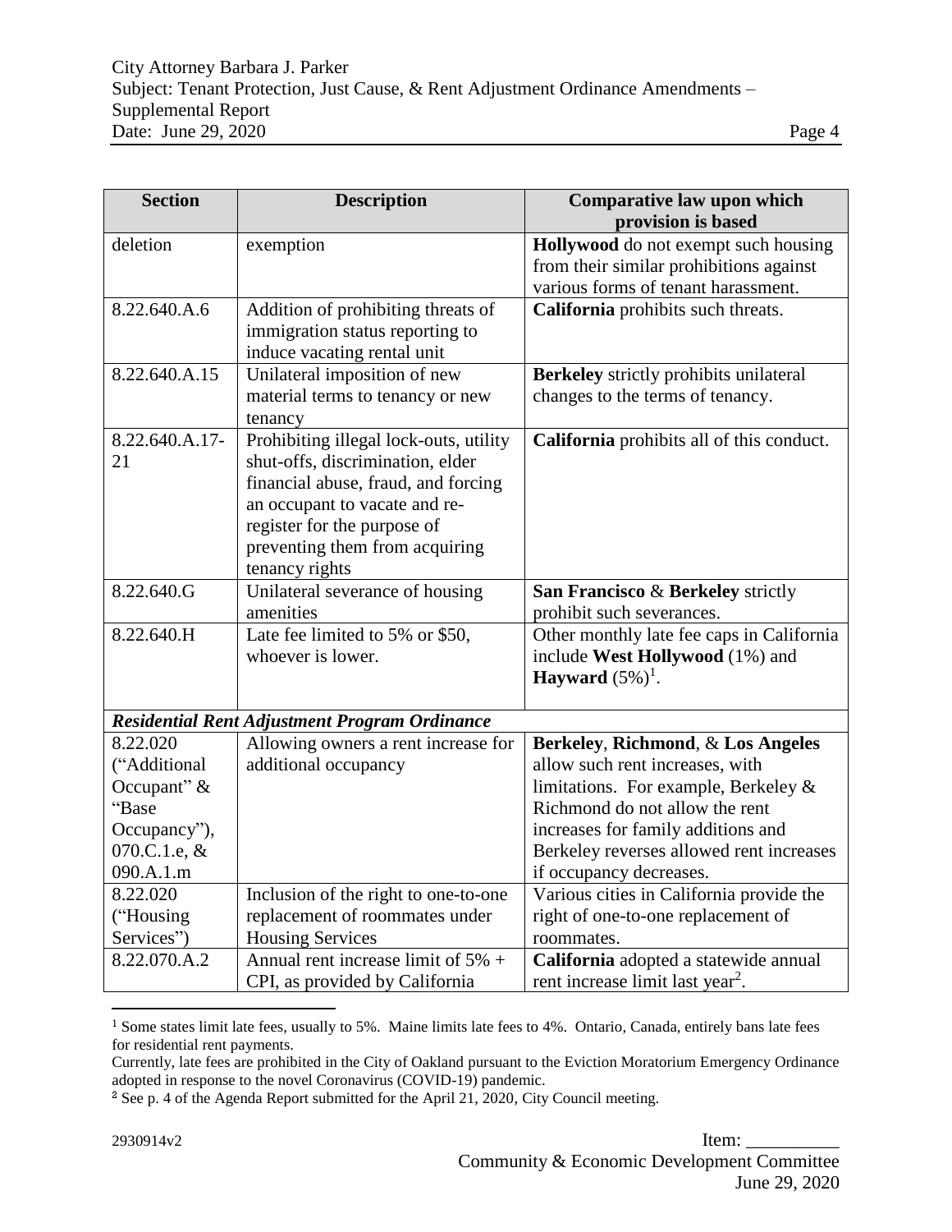| Section | Description | Comparative law upon which provision is based |
| --- | --- | --- |
| deletion | exemption | **Hollywood** do not exempt such housing from their similar prohibitions against various forms of tenant harassment. |
| 8.22.640.A.6 | Addition of prohibiting threats of immigration status reporting to induce vacating rental unit | **California** prohibits such threats. |
| 8.22.640.A.15 | Unilateral imposition of new material terms to tenancy or new tenancy | **Berkeley** strictly prohibits unilateral changes to the terms of tenancy. |
| 8.22.640.A.17-21 | Prohibiting illegal lock-outs, utility shut-offs, discrimination, elder financial abuse, fraud, and forcing an occupant to vacate and re-register for the purpose of preventing them from acquiring tenancy rights | **California** prohibits all of this conduct. |
| 8.22.640.G | Unilateral severance of housing amenities | **San Francisco** & **Berkeley** strictly prohibit such severances. |
| 8.22.640.H | Late fee limited to 5% or $50, whoever is lower. | Other monthly late fee caps in California include **West Hollywood** (1%) and **Hayward** (5%)[1]. |
| ***Residential Rent Adjustment Program Ordinance*** | | |
| 8.22.020 ("Additional Occupant" & "Base Occupancy"), 070.C.1.e, & 090.A.1.m | Allowing owners a rent increase for additional occupancy | **Berkeley**, **Richmond**, & **Los Angeles** allow such rent increases, with limitations. For example, Berkeley & Richmond do not allow the rent increases for family additions and Berkeley reverses allowed rent increases if occupancy decreases. |
| 8.22.020 ("Housing Services") | Inclusion of the right to one-to-one replacement of roommates under Housing Services | Various cities in California provide the right of one-to-one replacement of roommates. |
| 8.22.070.A.2 | Annual rent increase limit of 5% + CPI, as provided by California | **California** adopted a statewide annual rent increase limit last year[2]. |

[1] Some states limit late fees, usually to 5%. Maine limits late fees to 4%. Ontario, Canada, entirely bans late fees for residential rent payments.

Currently, late fees are prohibited in the City of Oakland pursuant to the Eviction Moratorium Emergency Ordinance adopted in response to the novel Coronavirus (COVID-19) pandemic.

[2] See p. 4 of the Agenda Report submitted for the April 21, 2020, City Council meeting.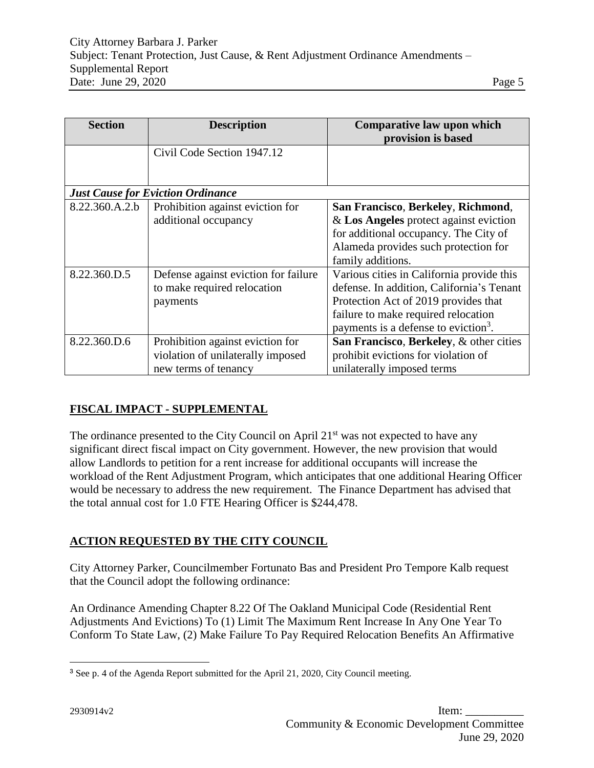| Section | Description | Comparative law upon which provision is based |
|---|---|---|
| | Civil Code Section 1947.12 | |
| ***Just Cause for Eviction Ordinance*** | | |
| 8.22.360.A.2.b | Prohibition against eviction for additional occupancy | **San Francisco**, **Berkeley**, **Richmond**, & **Los Angeles** protect against eviction for additional occupancy. The City of Alameda provides such protection for family additions. |
| 8.22.360.D.5 | Defense against eviction for failure to make required relocation payments | Various cities in California provide this defense. In addition, California's Tenant Protection Act of 2019 provides that failure to make required relocation payments is a defense to eviction[3]. |
| 8.22.360.D.6 | Prohibition against eviction for violation of unilaterally imposed new terms of tenancy | **San Francisco**, **Berkeley**, & other cities prohibit evictions for violation of unilaterally imposed terms |

## FISCAL IMPACT - SUPPLEMENTAL

The ordinance presented to the City Council on April 21st was not expected to have any significant direct fiscal impact on City government. However, the new provision that would allow Landlords to petition for a rent increase for additional occupants will increase the workload of the Rent Adjustment Program, which anticipates that one additional Hearing Officer would be necessary to address the new requirement. The Finance Department has advised that the total annual cost for 1.0 FTE Hearing Officer is $244,478.

## ACTION REQUESTED BY THE CITY COUNCIL

City Attorney Parker, Councilmember Fortunato Bas and President Pro Tempore Kalb request that the Council adopt the following ordinance:

An Ordinance Amending Chapter 8.22 Of The Oakland Municipal Code (Residential Rent Adjustments And Evictions) To (1) Limit The Maximum Rent Increase In Any One Year To Conform To State Law, (2) Make Failure To Pay Required Relocation Benefits An Affirmative

[3] See p. 4 of the Agenda Report submitted for the April 21, 2020, City Council meeting.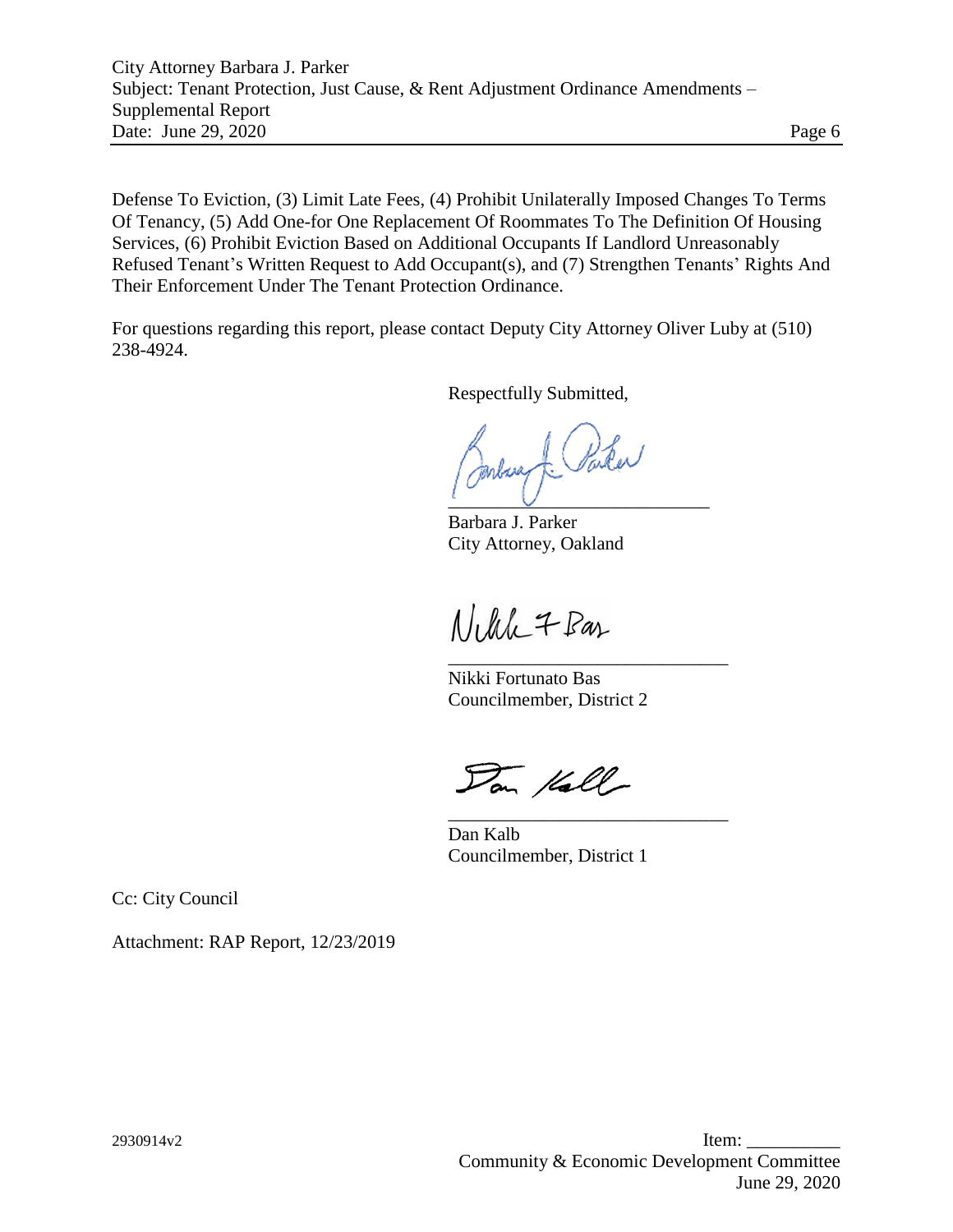Defense To Eviction, (3) Limit Late Fees, (4) Prohibit Unilaterally Imposed Changes To Terms Of Tenancy, (5) Add One-for One Replacement Of Roommates To The Definition Of Housing Services, (6) Prohibit Eviction Based on Additional Occupants If Landlord Unreasonably Refused Tenant's Written Request to Add Occupant(s), and (7) Strengthen Tenants' Rights And Their Enforcement Under The Tenant Protection Ordinance.

For questions regarding this report, please contact Deputy City Attorney Oliver Luby at (510) 238-4924.

Respectfully Submitted,

Barbara J. Parker
City Attorney, Oakland

Nikki Fortunato Bas
Councilmember, District 2

Dan Kalb
Councilmember, District 1

Cc: City Council

Attachment: RAP Report, 12/23/2019

2930914v2

Item: __________
Community & Economic Development Committee
June 29, 2020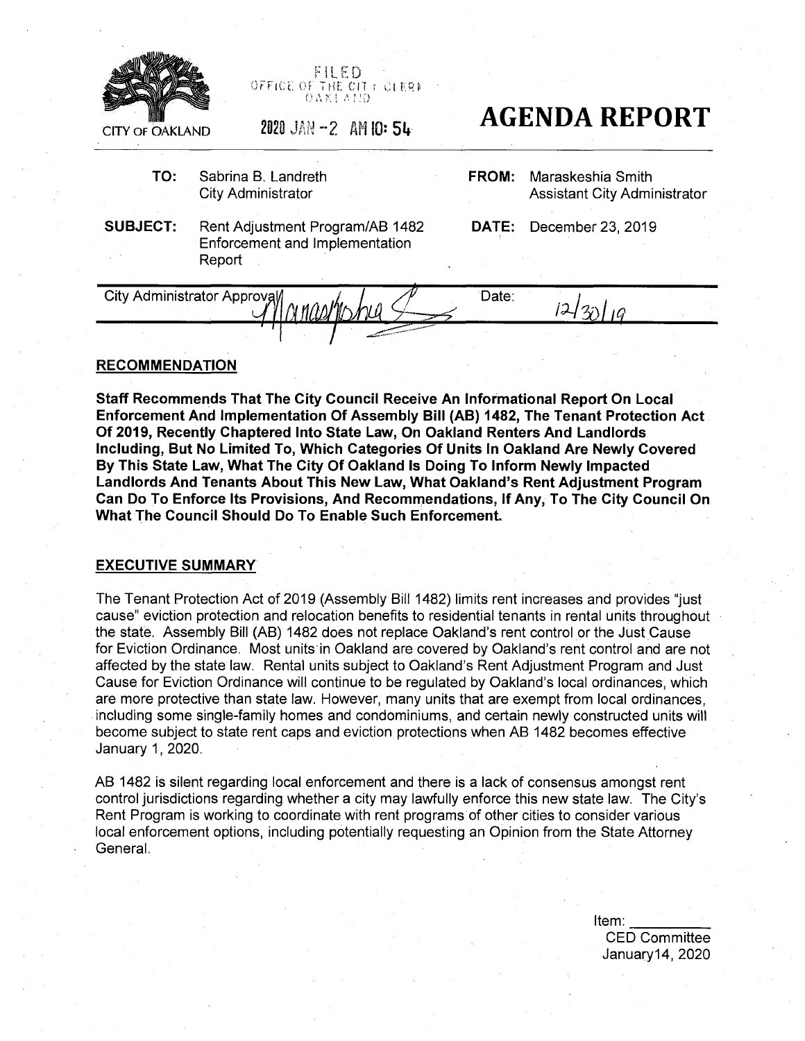CITY OF OAKLAND

FILED
OFFICE OF THE CITY CLERK
OAKLAND

2020 JAN -2 AM 10: 54

# AGENDA REPORT

| | | | |
|---|---|---|---|
| **TO:** | Sabrina B. Landreth<br>City Administrator | **FROM:** | Maraskeshia Smith<br>Assistant City Administrator |
| **SUBJECT:** | Rent Adjustment Program/AB 1482 Enforcement and Implementation Report | **DATE:** | December 23, 2019 |

City Administrator Approval Date: 12/30/19

## RECOMMENDATION

**Staff Recommends That The City Council Receive An Informational Report On Local Enforcement And Implementation Of Assembly Bill (AB) 1482, The Tenant Protection Act Of 2019, Recently Chaptered Into State Law, On Oakland Renters And Landlords Including, But No Limited To, Which Categories Of Units In Oakland Are Newly Covered By This State Law, What The City Of Oakland Is Doing To Inform Newly Impacted Landlords And Tenants About This New Law, What Oakland's Rent Adjustment Program Can Do To Enforce Its Provisions, And Recommendations, If Any, To The City Council On What The Council Should Do To Enable Such Enforcement.**

## EXECUTIVE SUMMARY

The Tenant Protection Act of 2019 (Assembly Bill 1482) limits rent increases and provides "just cause" eviction protection and relocation benefits to residential tenants in rental units throughout the state. Assembly Bill (AB) 1482 does not replace Oakland's rent control or the Just Cause for Eviction Ordinance. Most units in Oakland are covered by Oakland's rent control and are not affected by the state law. Rental units subject to Oakland's Rent Adjustment Program and Just Cause for Eviction Ordinance will continue to be regulated by Oakland's local ordinances, which are more protective than state law. However, many units that are exempt from local ordinances, including some single-family homes and condominiums, and certain newly constructed units will become subject to state rent caps and eviction protections when AB 1482 becomes effective January 1, 2020.

AB 1482 is silent regarding local enforcement and there is a lack of consensus amongst rent control jurisdictions regarding whether a city may lawfully enforce this new state law. The City's Rent Program is working to coordinate with rent programs of other cities to consider various local enforcement options, including potentially requesting an Opinion from the State Attorney General.

Item: \_\_\_\_\_\_\_\_
CED Committee
January14, 2020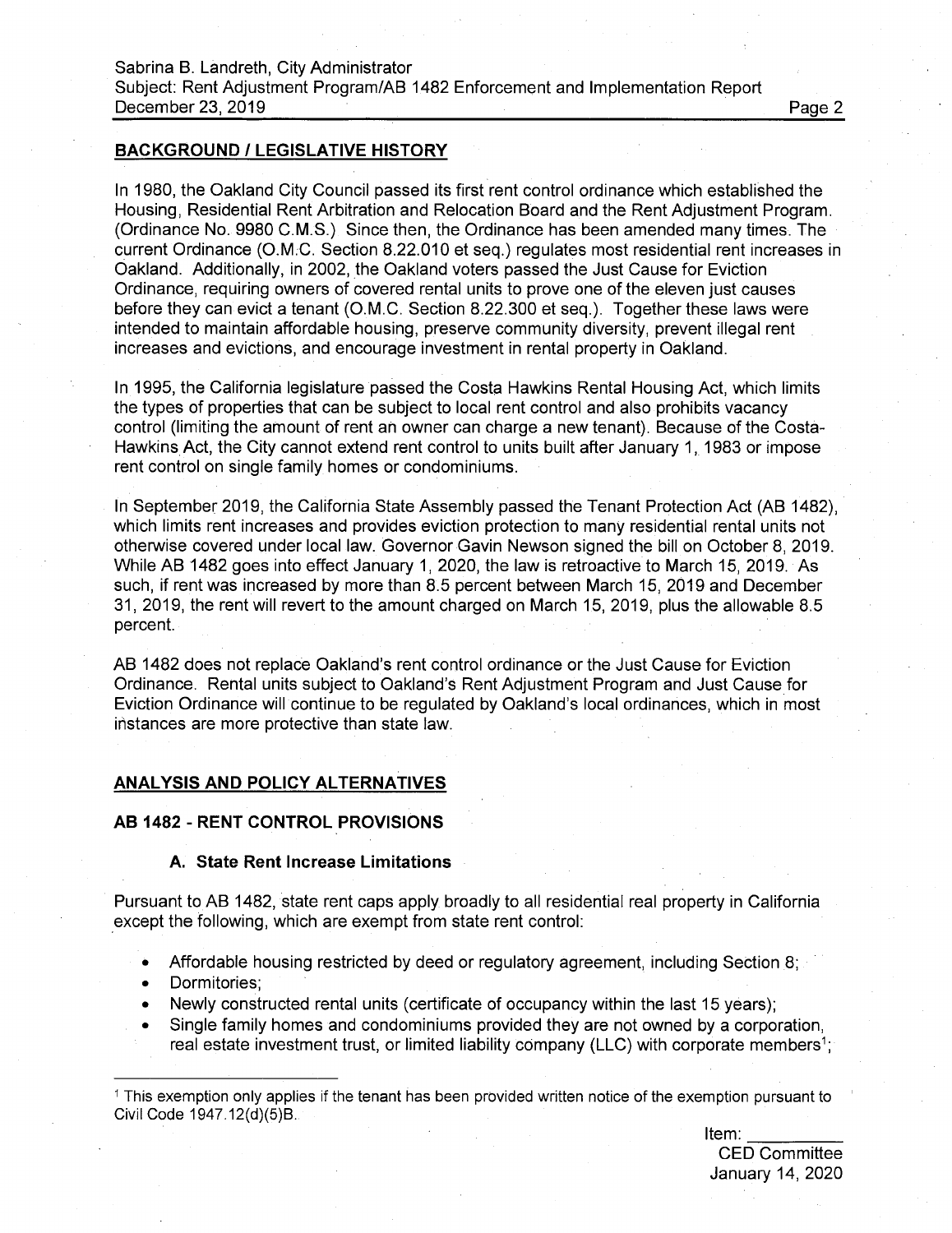## BACKGROUND / LEGISLATIVE HISTORY

In 1980, the Oakland City Council passed its first rent control ordinance which established the Housing, Residential Rent Arbitration and Relocation Board and the Rent Adjustment Program. (Ordinance No. 9980 C.M.S.) Since then, the Ordinance has been amended many times. The current Ordinance (O.M.C. Section 8.22.010 et seq.) regulates most residential rent increases in Oakland. Additionally, in 2002, the Oakland voters passed the Just Cause for Eviction Ordinance, requiring owners of covered rental units to prove one of the eleven just causes before they can evict a tenant (O.M.C. Section 8.22.300 et seq.). Together these laws were intended to maintain affordable housing, preserve community diversity, prevent illegal rent increases and evictions, and encourage investment in rental property in Oakland.

In 1995, the California legislature passed the Costa Hawkins Rental Housing Act, which limits the types of properties that can be subject to local rent control and also prohibits vacancy control (limiting the amount of rent an owner can charge a new tenant). Because of the Costa-Hawkins Act, the City cannot extend rent control to units built after January 1, 1983 or impose rent control on single family homes or condominiums.

In September 2019, the California State Assembly passed the Tenant Protection Act (AB 1482), which limits rent increases and provides eviction protection to many residential rental units not otherwise covered under local law. Governor Gavin Newson signed the bill on October 8, 2019. While AB 1482 goes into effect January 1, 2020, the law is retroactive to March 15, 2019. As such, if rent was increased by more than 8.5 percent between March 15, 2019 and December 31, 2019, the rent will revert to the amount charged on March 15, 2019, plus the allowable 8.5 percent.

AB 1482 does not replace Oakland's rent control ordinance or the Just Cause for Eviction Ordinance. Rental units subject to Oakland's Rent Adjustment Program and Just Cause for Eviction Ordinance will continue to be regulated by Oakland's local ordinances, which in most instances are more protective than state law.

## ANALYSIS AND POLICY ALTERNATIVES

### AB 1482 - RENT CONTROL PROVISIONS

#### A. State Rent Increase Limitations

Pursuant to AB 1482, state rent caps apply broadly to all residential real property in California except the following, which are exempt from state rent control:

- Affordable housing restricted by deed or regulatory agreement, including Section 8;
- Dormitories;
- Newly constructed rental units (certificate of occupancy within the last 15 years);
- Single family homes and condominiums provided they are not owned by a corporation, real estate investment trust, or limited liability company (LLC) with corporate members[1];

[1] This exemption only applies if the tenant has been provided written notice of the exemption pursuant to Civil Code 1947.12(d)(5)B.

Item: __________
CED Committee
January 14, 2020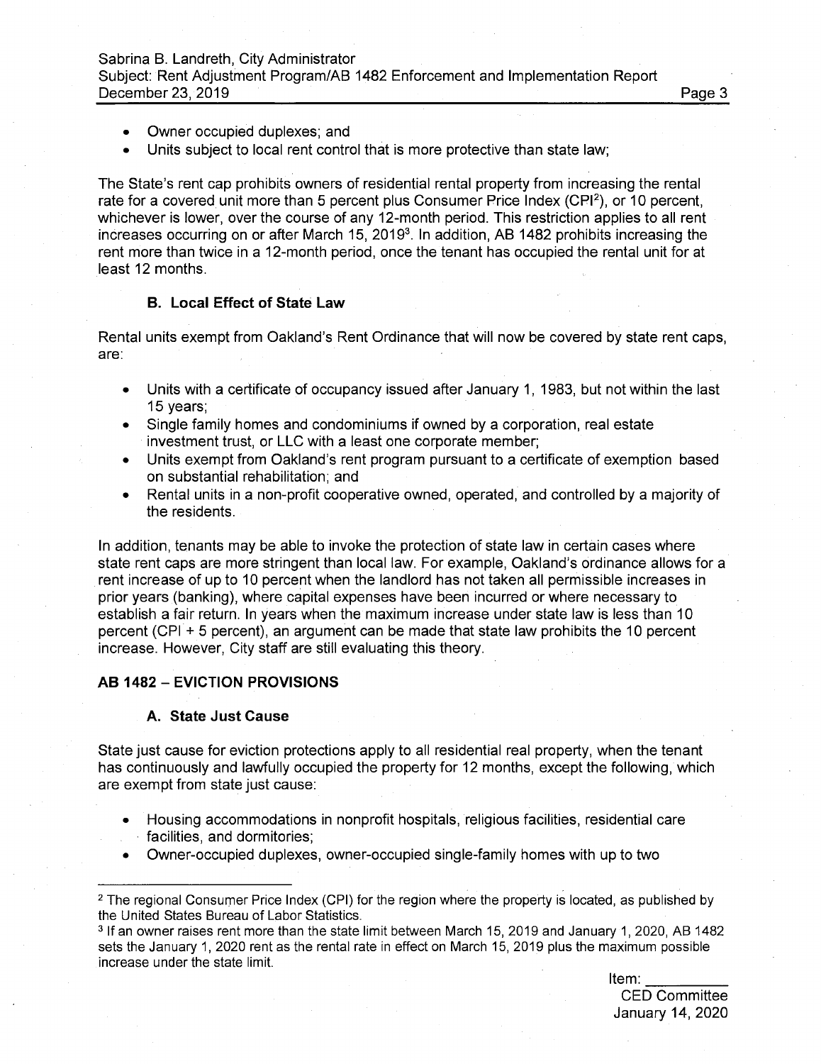- Owner occupied duplexes; and
- Units subject to local rent control that is more protective than state law;

The State's rent cap prohibits owners of residential rental property from increasing the rental rate for a covered unit more than 5 percent plus Consumer Price Index (CPI[2]), or 10 percent, whichever is lower, over the course of any 12-month period. This restriction applies to all rent increases occurring on or after March 15, 2019[3]. In addition, AB 1482 prohibits increasing the rent more than twice in a 12-month period, once the tenant has occupied the rental unit for at least 12 months.

### B. Local Effect of State Law

Rental units exempt from Oakland's Rent Ordinance that will now be covered by state rent caps, are:

- Units with a certificate of occupancy issued after January 1, 1983, but not within the last 15 years;
- Single family homes and condominiums if owned by a corporation, real estate investment trust, or LLC with a least one corporate member;
- Units exempt from Oakland's rent program pursuant to a certificate of exemption based on substantial rehabilitation; and
- Rental units in a non-profit cooperative owned, operated, and controlled by a majority of the residents.

In addition, tenants may be able to invoke the protection of state law in certain cases where state rent caps are more stringent than local law. For example, Oakland's ordinance allows for a rent increase of up to 10 percent when the landlord has not taken all permissible increases in prior years (banking), where capital expenses have been incurred or where necessary to establish a fair return. In years when the maximum increase under state law is less than 10 percent (CPI + 5 percent), an argument can be made that state law prohibits the 10 percent increase. However, City staff are still evaluating this theory.

## AB 1482 – EVICTION PROVISIONS

### A. State Just Cause

State just cause for eviction protections apply to all residential real property, when the tenant has continuously and lawfully occupied the property for 12 months, except the following, which are exempt from state just cause:

- Housing accommodations in nonprofit hospitals, religious facilities, residential care facilities, and dormitories;
- Owner-occupied duplexes, owner-occupied single-family homes with up to two

[2] The regional Consumer Price Index (CPI) for the region where the property is located, as published by the United States Bureau of Labor Statistics.

[3] If an owner raises rent more than the state limit between March 15, 2019 and January 1, 2020, AB 1482 sets the January 1, 2020 rent as the rental rate in effect on March 15, 2019 plus the maximum possible increase under the state limit.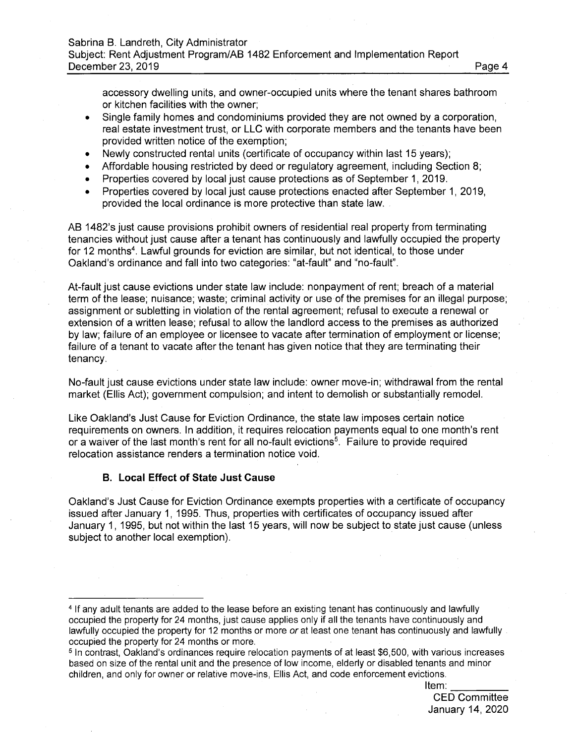accessory dwelling units, and owner-occupied units where the tenant shares bathroom or kitchen facilities with the owner;

- Single family homes and condominiums provided they are not owned by a corporation, real estate investment trust, or LLC with corporate members and the tenants have been provided written notice of the exemption;
- Newly constructed rental units (certificate of occupancy within last 15 years);
- Affordable housing restricted by deed or regulatory agreement, including Section 8;
- Properties covered by local just cause protections as of September 1, 2019.
- Properties covered by local just cause protections enacted after September 1, 2019, provided the local ordinance is more protective than state law.

AB 1482's just cause provisions prohibit owners of residential real property from terminating tenancies without just cause after a tenant has continuously and lawfully occupied the property for 12 months[4]. Lawful grounds for eviction are similar, but not identical, to those under Oakland's ordinance and fall into two categories: "at-fault" and "no-fault".

At-fault just cause evictions under state law include: nonpayment of rent; breach of a material term of the lease; nuisance; waste; criminal activity or use of the premises for an illegal purpose; assignment or subletting in violation of the rental agreement; refusal to execute a renewal or extension of a written lease; refusal to allow the landlord access to the premises as authorized by law; failure of an employee or licensee to vacate after termination of employment or license; failure of a tenant to vacate after the tenant has given notice that they are terminating their tenancy.

No-fault just cause evictions under state law include: owner move-in; withdrawal from the rental market (Ellis Act); government compulsion; and intent to demolish or substantially remodel.

Like Oakland's Just Cause for Eviction Ordinance, the state law imposes certain notice requirements on owners. In addition, it requires relocation payments equal to one month's rent or a waiver of the last month's rent for all no-fault evictions[5]. Failure to provide required relocation assistance renders a termination notice void.

### B. Local Effect of State Just Cause

Oakland's Just Cause for Eviction Ordinance exempts properties with a certificate of occupancy issued after January 1, 1995. Thus, properties with certificates of occupancy issued after January 1, 1995, but not within the last 15 years, will now be subject to state just cause (unless subject to another local exemption).

---

[4] If any adult tenants are added to the lease before an existing tenant has continuously and lawfully occupied the property for 24 months, just cause applies only if all the tenants have continuously and lawfully occupied the property for 12 months or more *or* at least one tenant has continuously and lawfully occupied the property for 24 months or more.

[5] In contrast, Oakland's ordinances require relocation payments of at least $6,500, with various increases based on size of the rental unit and the presence of low income, elderly or disabled tenants and minor children, and only for owner or relative move-ins, Ellis Act, and code enforcement evictions.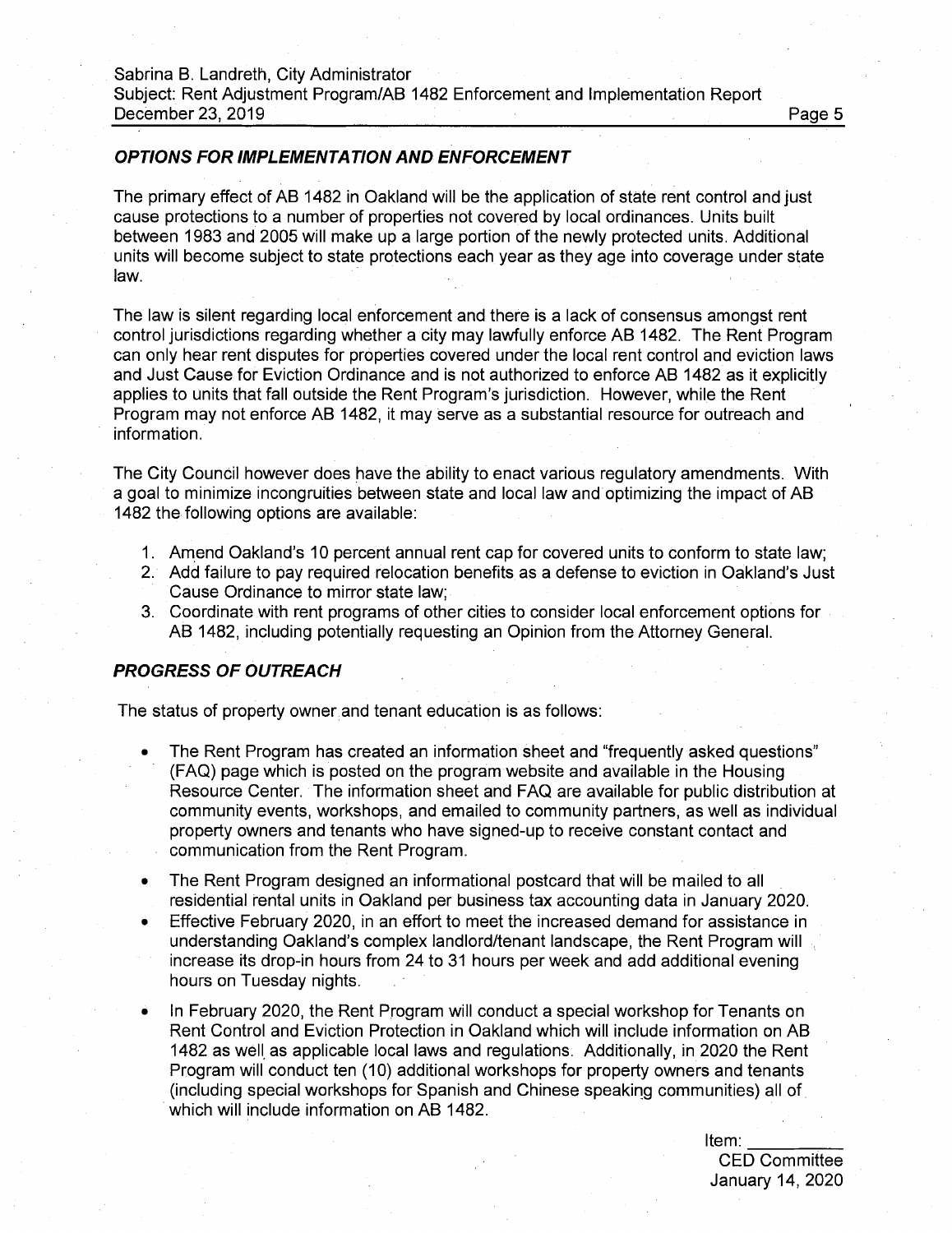### *OPTIONS FOR IMPLEMENTATION AND ENFORCEMENT*

The primary effect of AB 1482 in Oakland will be the application of state rent control and just cause protections to a number of properties not covered by local ordinances. Units built between 1983 and 2005 will make up a large portion of the newly protected units. Additional units will become subject to state protections each year as they age into coverage under state law.

The law is silent regarding local enforcement and there is a lack of consensus amongst rent control jurisdictions regarding whether a city may lawfully enforce AB 1482. The Rent Program can only hear rent disputes for properties covered under the local rent control and eviction laws and Just Cause for Eviction Ordinance and is not authorized to enforce AB 1482 as it explicitly applies to units that fall outside the Rent Program's jurisdiction. However, while the Rent Program may not enforce AB 1482, it may serve as a substantial resource for outreach and information.

The City Council however does have the ability to enact various regulatory amendments. With a goal to minimize incongruities between state and local law and optimizing the impact of AB 1482 the following options are available:

1. Amend Oakland's 10 percent annual rent cap for covered units to conform to state law;
2. Add failure to pay required relocation benefits as a defense to eviction in Oakland's Just Cause Ordinance to mirror state law;
3. Coordinate with rent programs of other cities to consider local enforcement options for AB 1482, including potentially requesting an Opinion from the Attorney General.

### *PROGRESS OF OUTREACH*

The status of property owner and tenant education is as follows:

- The Rent Program has created an information sheet and "frequently asked questions" (FAQ) page which is posted on the program website and available in the Housing Resource Center. The information sheet and FAQ are available for public distribution at community events, workshops, and emailed to community partners, as well as individual property owners and tenants who have signed-up to receive constant contact and communication from the Rent Program.
- The Rent Program designed an informational postcard that will be mailed to all residential rental units in Oakland per business tax accounting data in January 2020.
- Effective February 2020, in an effort to meet the increased demand for assistance in understanding Oakland's complex landlord/tenant landscape, the Rent Program will increase its drop-in hours from 24 to 31 hours per week and add additional evening hours on Tuesday nights.
- In February 2020, the Rent Program will conduct a special workshop for Tenants on Rent Control and Eviction Protection in Oakland which will include information on AB 1482 as well as applicable local laws and regulations. Additionally, in 2020 the Rent Program will conduct ten (10) additional workshops for property owners and tenants (including special workshops for Spanish and Chinese speaking communities) all of which will include information on AB 1482.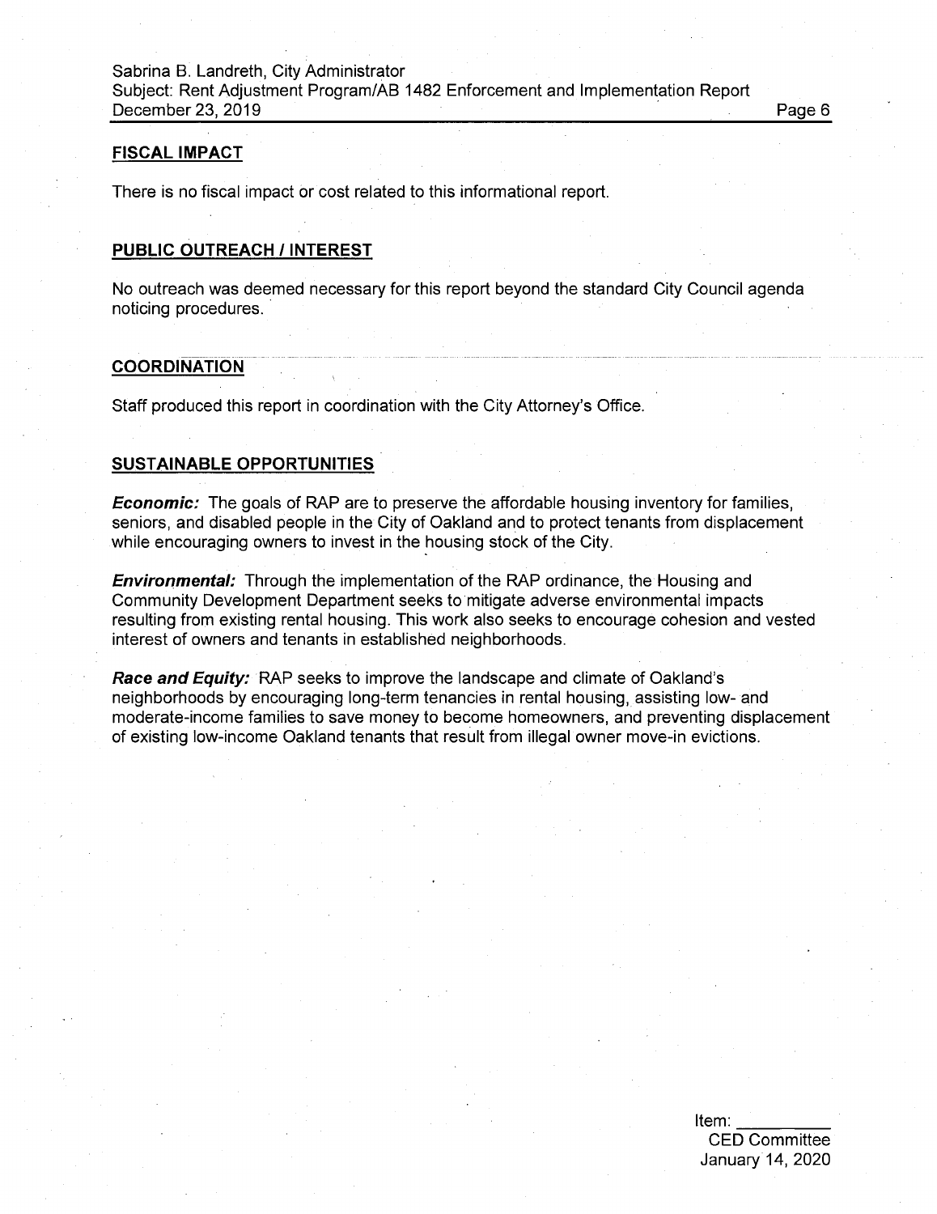## FISCAL IMPACT

There is no fiscal impact or cost related to this informational report.

## PUBLIC OUTREACH / INTEREST

No outreach was deemed necessary for this report beyond the standard City Council agenda noticing procedures.

## COORDINATION

Staff produced this report in coordination with the City Attorney's Office.

## SUSTAINABLE OPPORTUNITIES

***Economic:*** The goals of RAP are to preserve the affordable housing inventory for families, seniors, and disabled people in the City of Oakland and to protect tenants from displacement while encouraging owners to invest in the housing stock of the City.

***Environmental:*** Through the implementation of the RAP ordinance, the Housing and Community Development Department seeks to mitigate adverse environmental impacts resulting from existing rental housing. This work also seeks to encourage cohesion and vested interest of owners and tenants in established neighborhoods.

***Race and Equity:*** RAP seeks to improve the landscape and climate of Oakland's neighborhoods by encouraging long-term tenancies in rental housing, assisting low- and moderate-income families to save money to become homeowners, and preventing displacement of existing low-income Oakland tenants that result from illegal owner move-in evictions.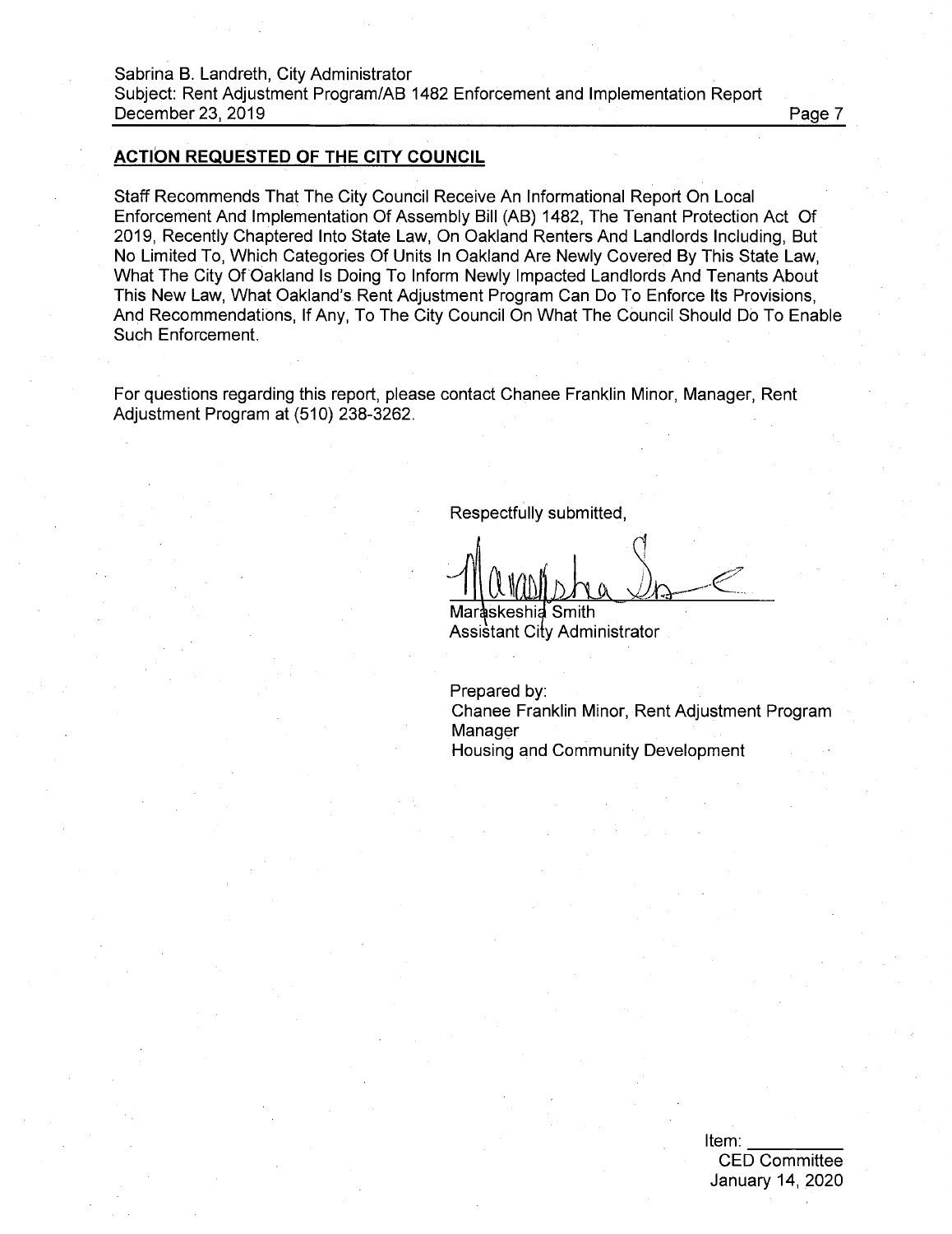## ACTION REQUESTED OF THE CITY COUNCIL

Staff Recommends That The City Council Receive An Informational Report On Local Enforcement And Implementation Of Assembly Bill (AB) 1482, The Tenant Protection Act Of 2019, Recently Chaptered Into State Law, On Oakland Renters And Landlords Including, But No Limited To, Which Categories Of Units In Oakland Are Newly Covered By This State Law, What The City Of Oakland Is Doing To Inform Newly Impacted Landlords And Tenants About This New Law, What Oakland's Rent Adjustment Program Can Do To Enforce Its Provisions, And Recommendations, If Any, To The City Council On What The Council Should Do To Enable Such Enforcement.

For questions regarding this report, please contact Chanee Franklin Minor, Manager, Rent Adjustment Program at (510) 238-3262.

Respectfully submitted,

Maraskeshia Smith
Assistant City Administrator

Prepared by:
Chanee Franklin Minor, Rent Adjustment Program Manager
Housing and Community Development

Item: ________
CED Committee
January 14, 2020